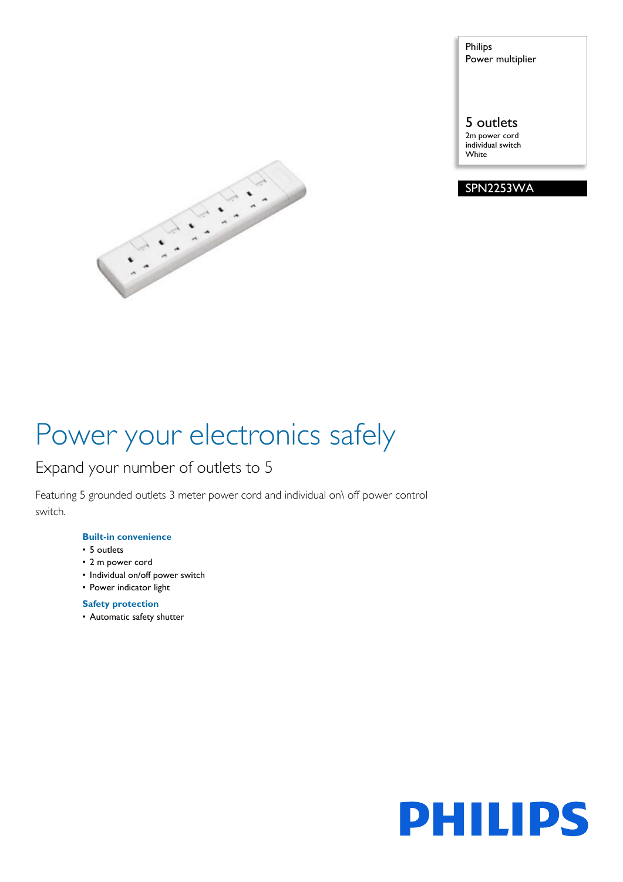Philips
Power multiplier

5 outlets
2m power cord
individual switch
White

SPN2253WA

# Power your electronics safely

## Expand your number of outlets to 5

Featuring 5 grounded outlets 3 meter power cord and individual on\ off power control switch.

**Built-in convenience**

- 5 outlets
- 2 m power cord
- Individual on/off power switch
- Power indicator light

**Safety protection**

- Automatic safety shutter

PHILIPS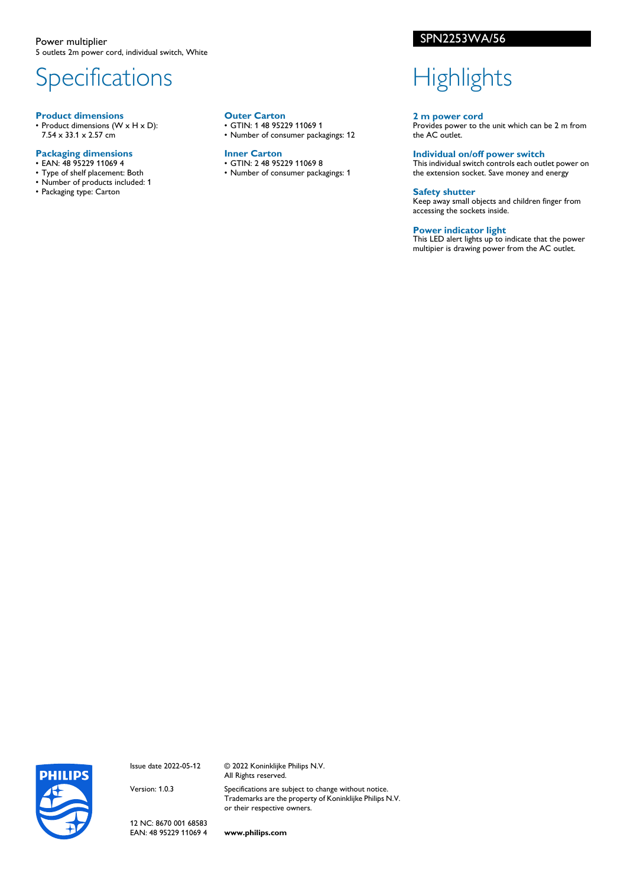Power multiplier
5 outlets 2m power cord, individual switch, White

SPN2253WA/56

# Specifications

### Product dimensions

- Product dimensions (W x H x D): 7.54 x 33.1 x 2.57 cm

### Packaging dimensions

- EAN: 48 95229 11069 4
- Type of shelf placement: Both
- Number of products included: 1
- Packaging type: Carton

### Outer Carton

- GTIN: 1 48 95229 11069 1
- Number of consumer packagings: 12

### Inner Carton

- GTIN: 2 48 95229 11069 8
- Number of consumer packagings: 1

# Highlights

### 2 m power cord

Provides power to the unit which can be 2 m from the AC outlet.

### Individual on/off power switch

This individual switch controls each outlet power on the extension socket. Save money and energy

### Safety shutter

Keep away small objects and children finger from accessing the sockets inside.

### Power indicator light

This LED alert lights up to indicate that the power multipier is drawing power from the AC outlet.

Issue date 2022-05-12

Version: 1.0.3

12 NC: 8670 001 68583
EAN: 48 95229 11069 4

© 2022 Koninklijke Philips N.V.
All Rights reserved.

Specifications are subject to change without notice. Trademarks are the property of Koninklijke Philips N.V. or their respective owners.

**www.philips.com**